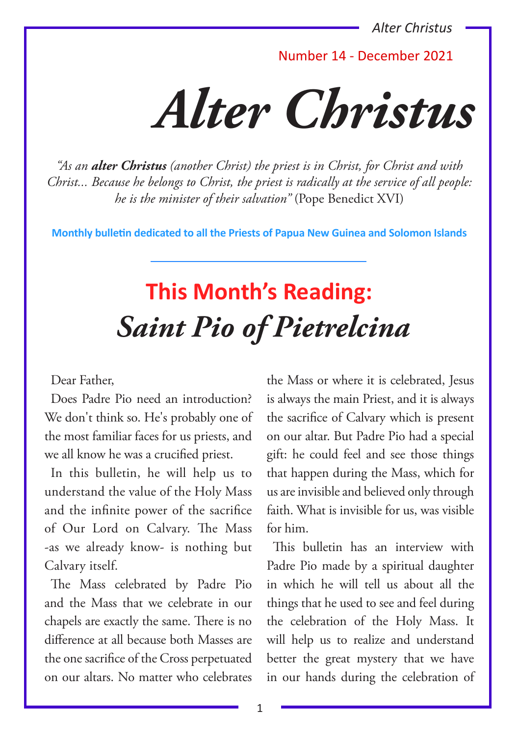Number 14 - December 2021

# *Alter Christus*

*"As an **alter Christus** (another Christ) the priest is in Christ, for Christ and with Christ... Because he belongs to Christ, the priest is radically at the service of all people: he is the minister of their salvation"* (Pope Benedict XVI)

**Monthly bulletin dedicated to all the Priests of Papua New Guinea and Solomon Islands**

## This Month's Reading: *Saint Pio of Pietrelcina*

Dear Father,

Does Padre Pio need an introduction? We don't think so. He's probably one of the most familiar faces for us priests, and we all know he was a crucified priest.

In this bulletin, he will help us to understand the value of the Holy Mass and the infinite power of the sacrifice of Our Lord on Calvary. The Mass -as we already know- is nothing but Calvary itself.

The Mass celebrated by Padre Pio and the Mass that we celebrate in our chapels are exactly the same. There is no difference at all because both Masses are the one sacrifice of the Cross perpetuated on our altars. No matter who celebrates the Mass or where it is celebrated, Jesus is always the main Priest, and it is always the sacrifice of Calvary which is present on our altar. But Padre Pio had a special gift: he could feel and see those things that happen during the Mass, which for us are invisible and believed only through faith. What is invisible for us, was visible for him.

This bulletin has an interview with Padre Pio made by a spiritual daughter in which he will tell us about all the things that he used to see and feel during the celebration of the Holy Mass. It will help us to realize and understand better the great mystery that we have in our hands during the celebration of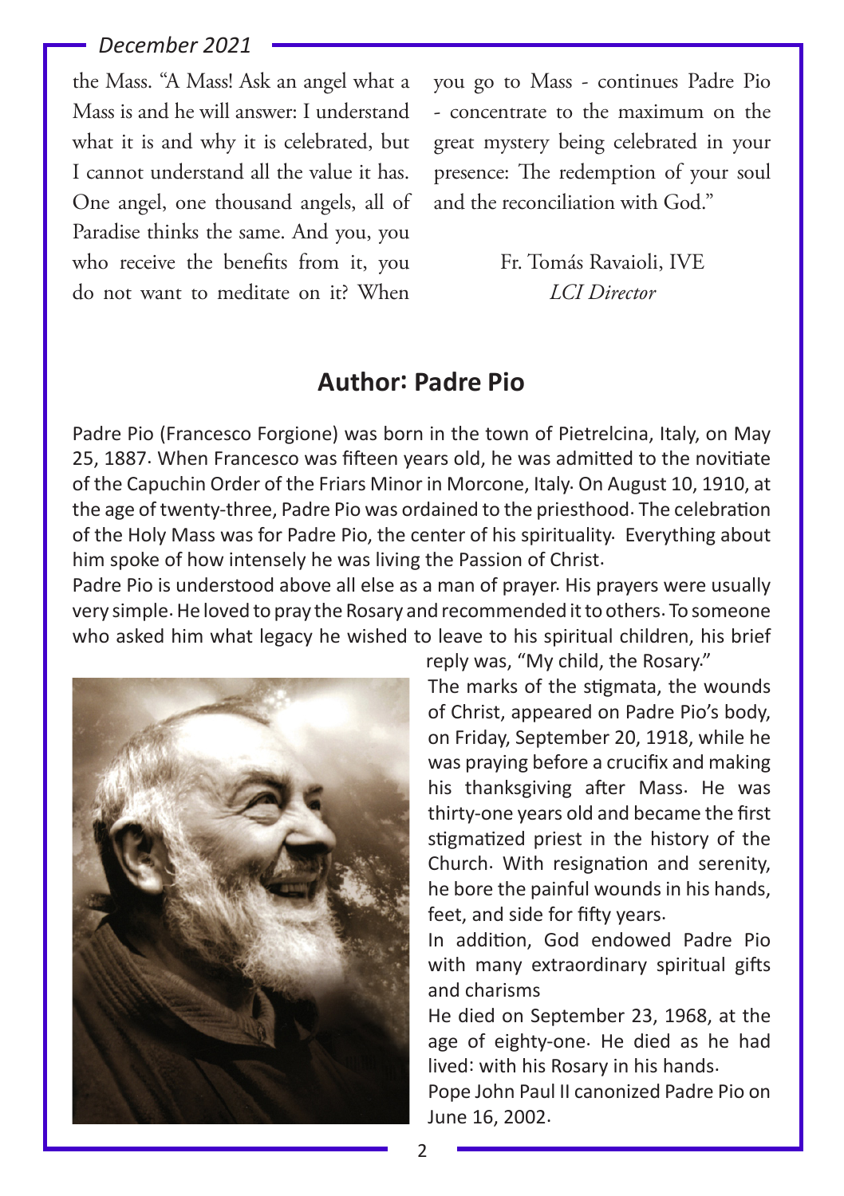the Mass. "A Mass! Ask an angel what a Mass is and he will answer: I understand what it is and why it is celebrated, but I cannot understand all the value it has. One angel, one thousand angels, all of Paradise thinks the same. And you, you who receive the benefits from it, you do not want to meditate on it? When you go to Mass - continues Padre Pio - concentrate to the maximum on the great mystery being celebrated in your presence: The redemption of your soul and the reconciliation with God."

Fr. Tomás Ravaioli, IVE
*LCI Director*

## Author: Padre Pio

Padre Pio (Francesco Forgione) was born in the town of Pietrelcina, Italy, on May 25, 1887. When Francesco was fifteen years old, he was admitted to the novitiate of the Capuchin Order of the Friars Minor in Morcone, Italy. On August 10, 1910, at the age of twenty-three, Padre Pio was ordained to the priesthood. The celebration of the Holy Mass was for Padre Pio, the center of his spirituality. Everything about him spoke of how intensely he was living the Passion of Christ.

Padre Pio is understood above all else as a man of prayer. His prayers were usually very simple. He loved to pray the Rosary and recommended it to others. To someone who asked him what legacy he wished to leave to his spiritual children, his brief reply was, "My child, the Rosary."

The marks of the stigmata, the wounds of Christ, appeared on Padre Pio's body, on Friday, September 20, 1918, while he was praying before a crucifix and making his thanksgiving after Mass. He was thirty-one years old and became the first stigmatized priest in the history of the Church. With resignation and serenity, he bore the painful wounds in his hands, feet, and side for fifty years.

In addition, God endowed Padre Pio with many extraordinary spiritual gifts and charisms

He died on September 23, 1968, at the age of eighty-one. He died as he had lived: with his Rosary in his hands.

Pope John Paul II canonized Padre Pio on June 16, 2002.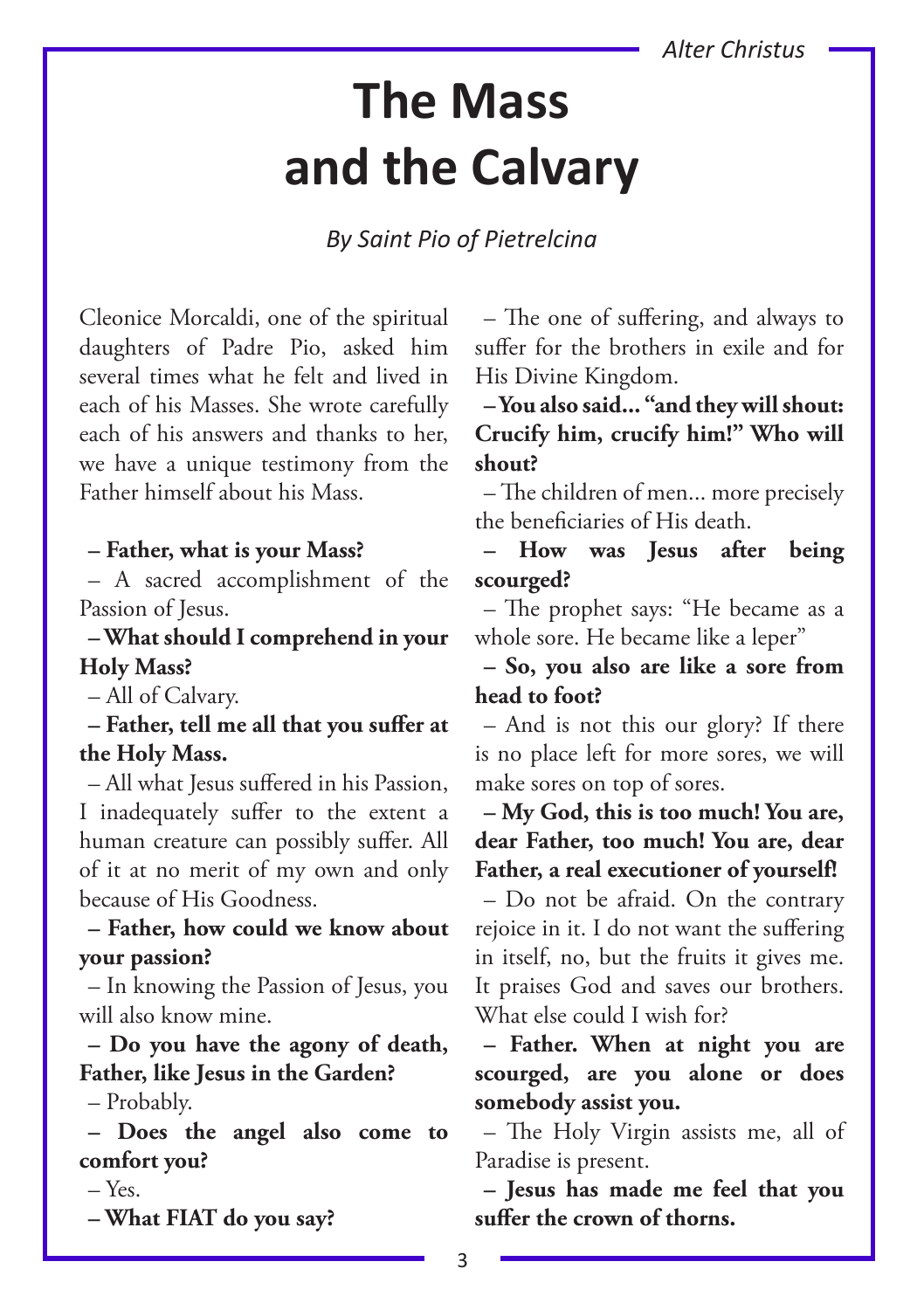# The Mass and the Calvary

*By Saint Pio of Pietrelcina*

Cleonice Morcaldi, one of the spiritual daughters of Padre Pio, asked him several times what he felt and lived in each of his Masses. She wrote carefully each of his answers and thanks to her, we have a unique testimony from the Father himself about his Mass.

**– Father, what is your Mass?**

– A sacred accomplishment of the Passion of Jesus.

**– What should I comprehend in your Holy Mass?**

– All of Calvary.

**– Father, tell me all that you suffer at the Holy Mass.**

– All what Jesus suffered in his Passion, I inadequately suffer to the extent a human creature can possibly suffer. All of it at no merit of my own and only because of His Goodness.

**– Father, how could we know about your passion?**

– In knowing the Passion of Jesus, you will also know mine.

**– Do you have the agony of death, Father, like Jesus in the Garden?**

– Probably.

**– Does the angel also come to comfort you?**

– Yes.

**– What FIAT do you say?**

– The one of suffering, and always to suffer for the brothers in exile and for His Divine Kingdom.

**– You also said... "and they will shout: Crucify him, crucify him!" Who will shout?**

– The children of men... more precisely the beneficiaries of His death.

**– How was Jesus after being scourged?**

– The prophet says: "He became as a whole sore. He became like a leper"

**– So, you also are like a sore from head to foot?**

– And is not this our glory? If there is no place left for more sores, we will make sores on top of sores.

**– My God, this is too much! You are, dear Father, too much! You are, dear Father, a real executioner of yourself!**

– Do not be afraid. On the contrary rejoice in it. I do not want the suffering in itself, no, but the fruits it gives me. It praises God and saves our brothers. What else could I wish for?

**– Father. When at night you are scourged, are you alone or does somebody assist you.**

– The Holy Virgin assists me, all of Paradise is present.

**– Jesus has made me feel that you suffer the crown of thorns.**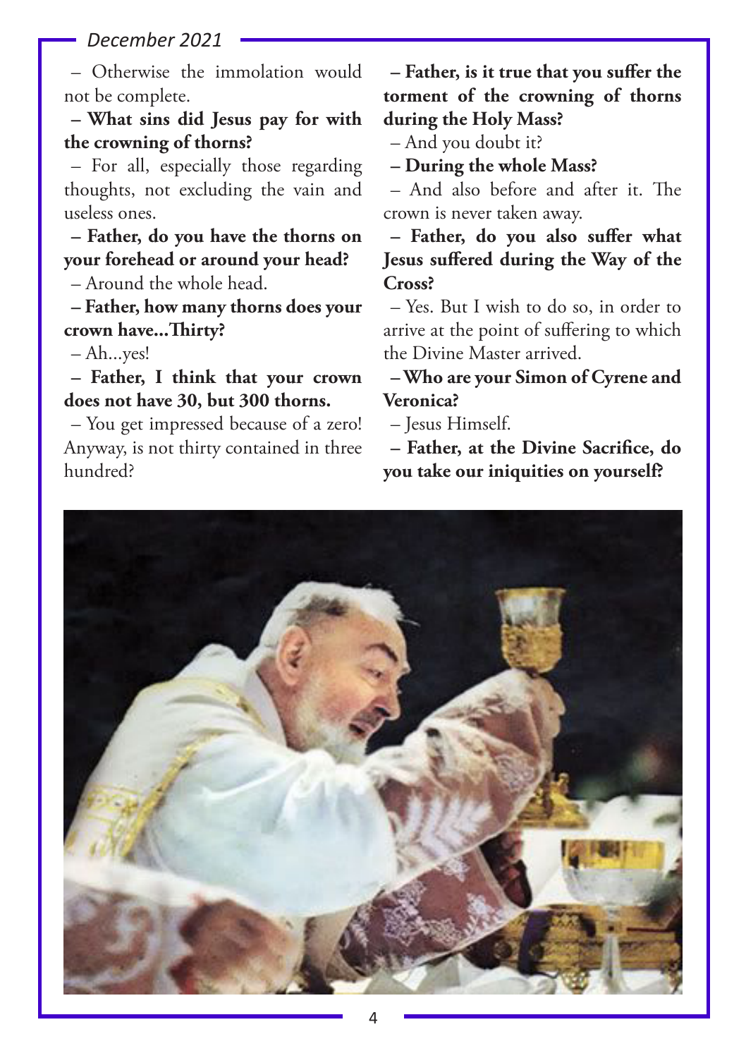– Otherwise the immolation would not be complete.

**– What sins did Jesus pay for with the crowning of thorns?**

– For all, especially those regarding thoughts, not excluding the vain and useless ones.

**– Father, do you have the thorns on your forehead or around your head?**

– Around the whole head.

**– Father, how many thorns does your crown have...Thirty?**

– Ah...yes!

**– Father, I think that your crown does not have 30, but 300 thorns.**

– You get impressed because of a zero! Anyway, is not thirty contained in three hundred?

**– Father, is it true that you suffer the torment of the crowning of thorns during the Holy Mass?**

– And you doubt it?

**– During the whole Mass?**

– And also before and after it. The crown is never taken away.

**– Father, do you also suffer what Jesus suffered during the Way of the Cross?**

– Yes. But I wish to do so, in order to arrive at the point of suffering to which the Divine Master arrived.

**– Who are your Simon of Cyrene and Veronica?**

– Jesus Himself.

**– Father, at the Divine Sacrifice, do you take our iniquities on yourself?**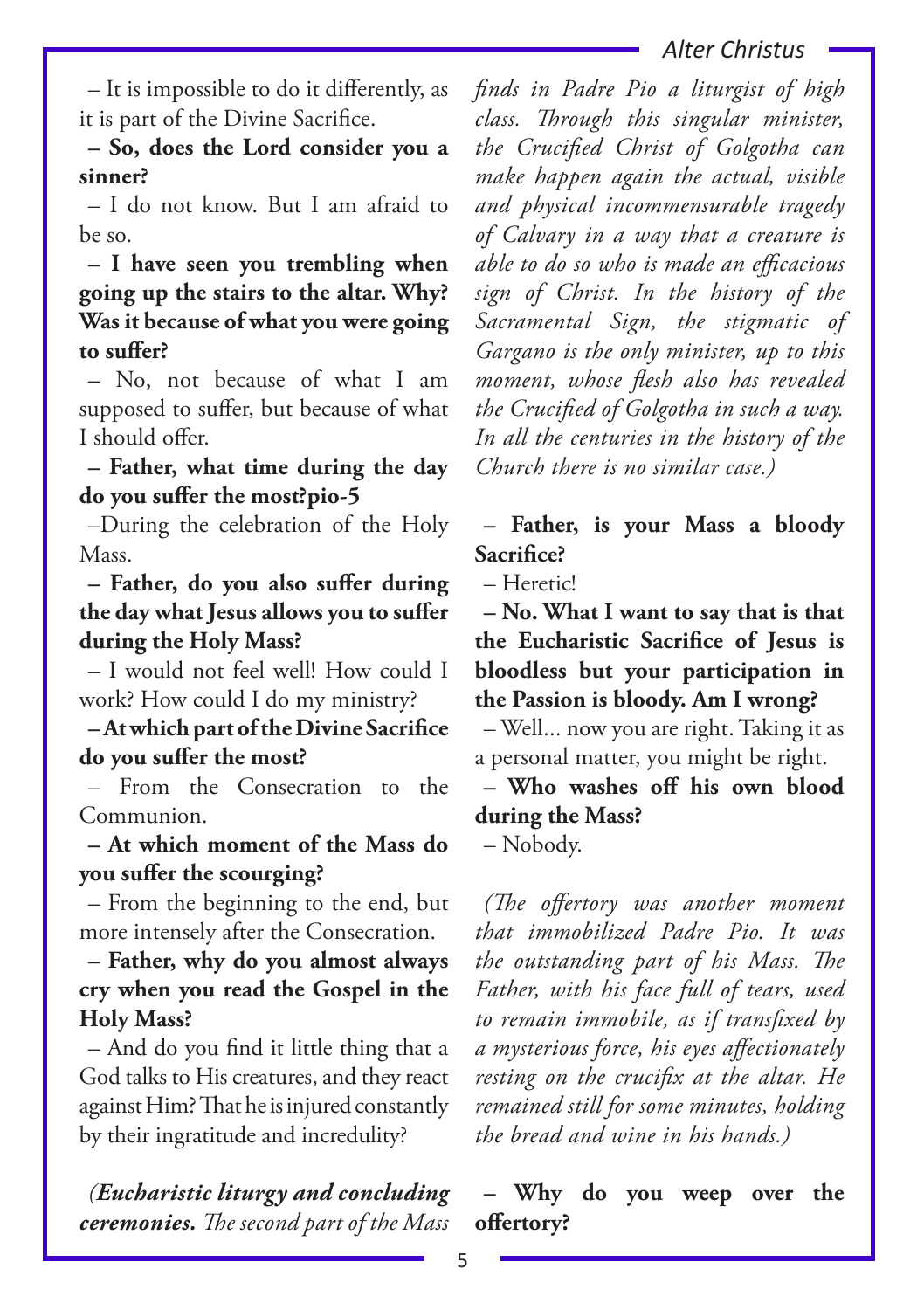– It is impossible to do it differently, as it is part of the Divine Sacrifice.

**– So, does the Lord consider you a sinner?**

– I do not know. But I am afraid to be so.

**– I have seen you trembling when going up the stairs to the altar. Why? Was it because of what you were going to suffer?**

– No, not because of what I am supposed to suffer, but because of what I should offer.

**– Father, what time during the day do you suffer the most?pio-5**

–During the celebration of the Holy Mass.

**– Father, do you also suffer during the day what Jesus allows you to suffer during the Holy Mass?**

– I would not feel well! How could I work? How could I do my ministry?

**– At which part of the Divine Sacrifice do you suffer the most?**

– From the Consecration to the Communion.

**– At which moment of the Mass do you suffer the scourging?**

– From the beginning to the end, but more intensely after the Consecration.

**– Father, why do you almost always cry when you read the Gospel in the Holy Mass?**

– And do you find it little thing that a God talks to His creatures, and they react against Him? That he is injured constantly by their ingratitude and incredulity?

*(**Eucharistic liturgy and concluding ceremonies.** The second part of the Mass finds in Padre Pio a liturgist of high class. Through this singular minister, the Crucified Christ of Golgotha can make happen again the actual, visible and physical incommensurable tragedy of Calvary in a way that a creature is able to do so who is made an efficacious sign of Christ. In the history of the Sacramental Sign, the stigmatic of Gargano is the only minister, up to this moment, whose flesh also has revealed the Crucified of Golgotha in such a way. In all the centuries in the history of the Church there is no similar case.)*

**– Father, is your Mass a bloody Sacrifice?**

– Heretic!

**– No. What I want to say that is that the Eucharistic Sacrifice of Jesus is bloodless but your participation in the Passion is bloody. Am I wrong?**

– Well... now you are right. Taking it as a personal matter, you might be right.

**– Who washes off his own blood during the Mass?**

– Nobody.

*(The offertory was another moment that immobilized Padre Pio. It was the outstanding part of his Mass. The Father, with his face full of tears, used to remain immobile, as if transfixed by a mysterious force, his eyes affectionately resting on the crucifix at the altar. He remained still for some minutes, holding the bread and wine in his hands.)*

**– Why do you weep over the offertory?**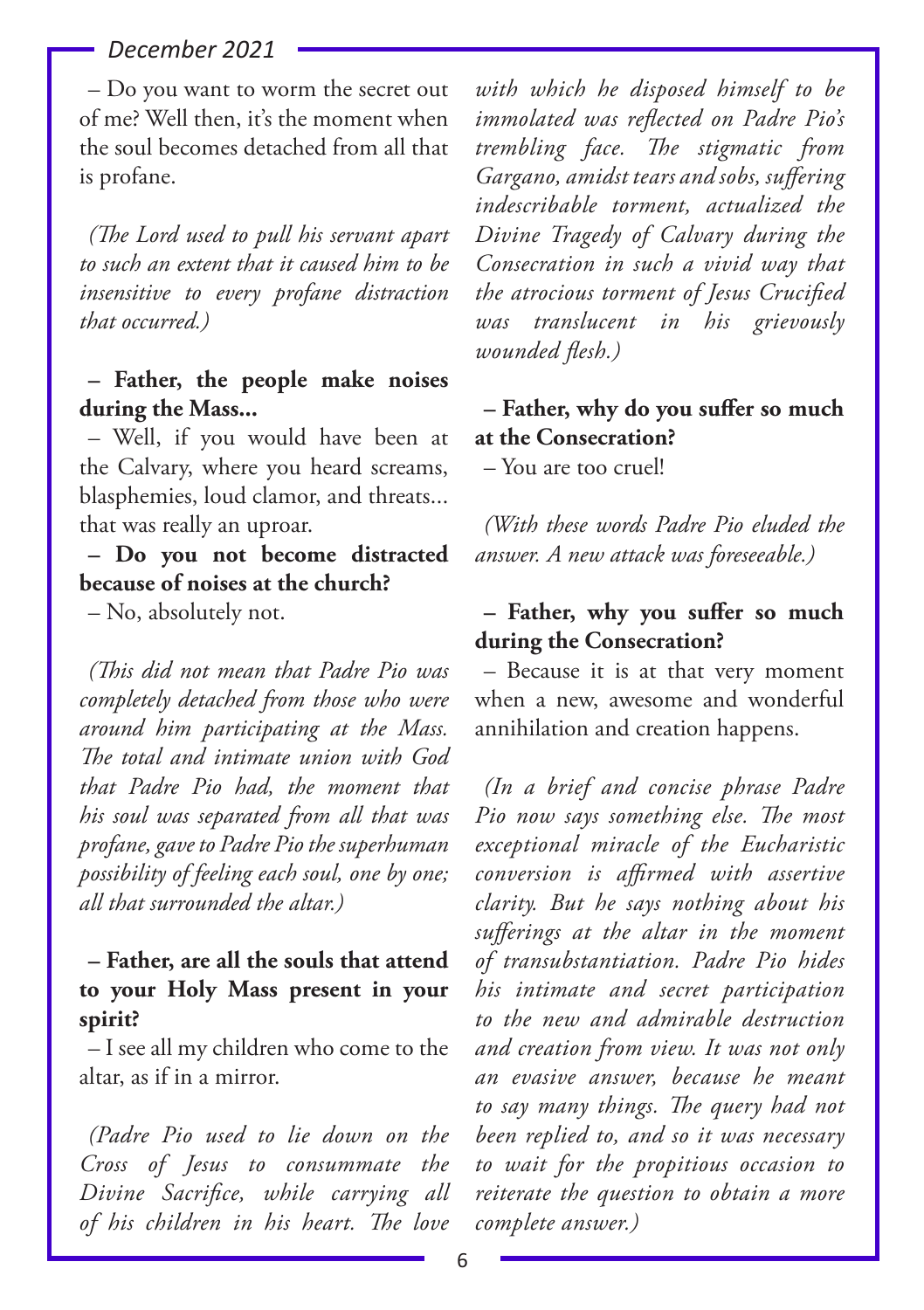– Do you want to worm the secret out of me? Well then, it's the moment when the soul becomes detached from all that is profane.

*(The Lord used to pull his servant apart to such an extent that it caused him to be insensitive to every profane distraction that occurred.)*

**– Father, the people make noises during the Mass...**

– Well, if you would have been at the Calvary, where you heard screams, blasphemies, loud clamor, and threats... that was really an uproar.

**– Do you not become distracted because of noises at the church?**

– No, absolutely not.

*(This did not mean that Padre Pio was completely detached from those who were around him participating at the Mass. The total and intimate union with God that Padre Pio had, the moment that his soul was separated from all that was profane, gave to Padre Pio the superhuman possibility of feeling each soul, one by one; all that surrounded the altar.)*

**– Father, are all the souls that attend to your Holy Mass present in your spirit?**

– I see all my children who come to the altar, as if in a mirror.

*(Padre Pio used to lie down on the Cross of Jesus to consummate the Divine Sacrifice, while carrying all of his children in his heart. The love with which he disposed himself to be immolated was reflected on Padre Pio's trembling face. The stigmatic from Gargano, amidst tears and sobs, suffering indescribable torment, actualized the Divine Tragedy of Calvary during the Consecration in such a vivid way that the atrocious torment of Jesus Crucified was translucent in his grievously wounded flesh.)*

**– Father, why do you suffer so much at the Consecration?**

– You are too cruel!

*(With these words Padre Pio eluded the answer. A new attack was foreseeable.)*

**– Father, why you suffer so much during the Consecration?**

– Because it is at that very moment when a new, awesome and wonderful annihilation and creation happens.

*(In a brief and concise phrase Padre Pio now says something else. The most exceptional miracle of the Eucharistic conversion is affirmed with assertive clarity. But he says nothing about his sufferings at the altar in the moment of transubstantiation. Padre Pio hides his intimate and secret participation to the new and admirable destruction and creation from view. It was not only an evasive answer, because he meant to say many things. The query had not been replied to, and so it was necessary to wait for the propitious occasion to reiterate the question to obtain a more complete answer.)*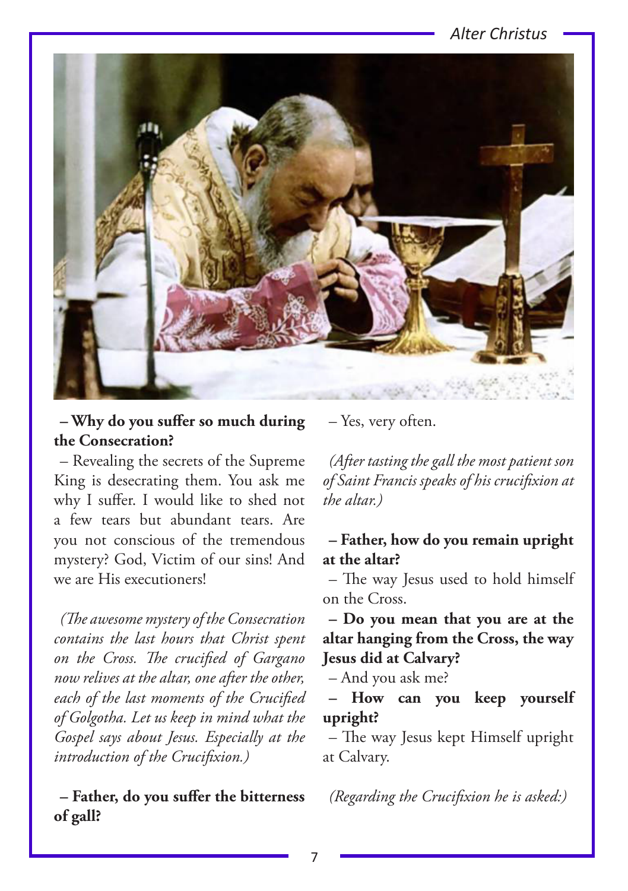**– Why do you suffer so much during the Consecration?**

– Revealing the secrets of the Supreme King is desecrating them. You ask me why I suffer. I would like to shed not a few tears but abundant tears. Are you not conscious of the tremendous mystery? God, Victim of our sins! And we are His executioners!

*(The awesome mystery of the Consecration contains the last hours that Christ spent on the Cross. The crucified of Gargano now relives at the altar, one after the other, each of the last moments of the Crucified of Golgotha. Let us keep in mind what the Gospel says about Jesus. Especially at the introduction of the Crucifixion.)*

**– Father, do you suffer the bitterness of gall?**

– Yes, very often.

*(After tasting the gall the most patient son of Saint Francis speaks of his crucifixion at the altar.)*

**– Father, how do you remain upright at the altar?**

– The way Jesus used to hold himself on the Cross.

**– Do you mean that you are at the altar hanging from the Cross, the way Jesus did at Calvary?**

– And you ask me?

**– How can you keep yourself upright?**

– The way Jesus kept Himself upright at Calvary.

*(Regarding the Crucifixion he is asked:)*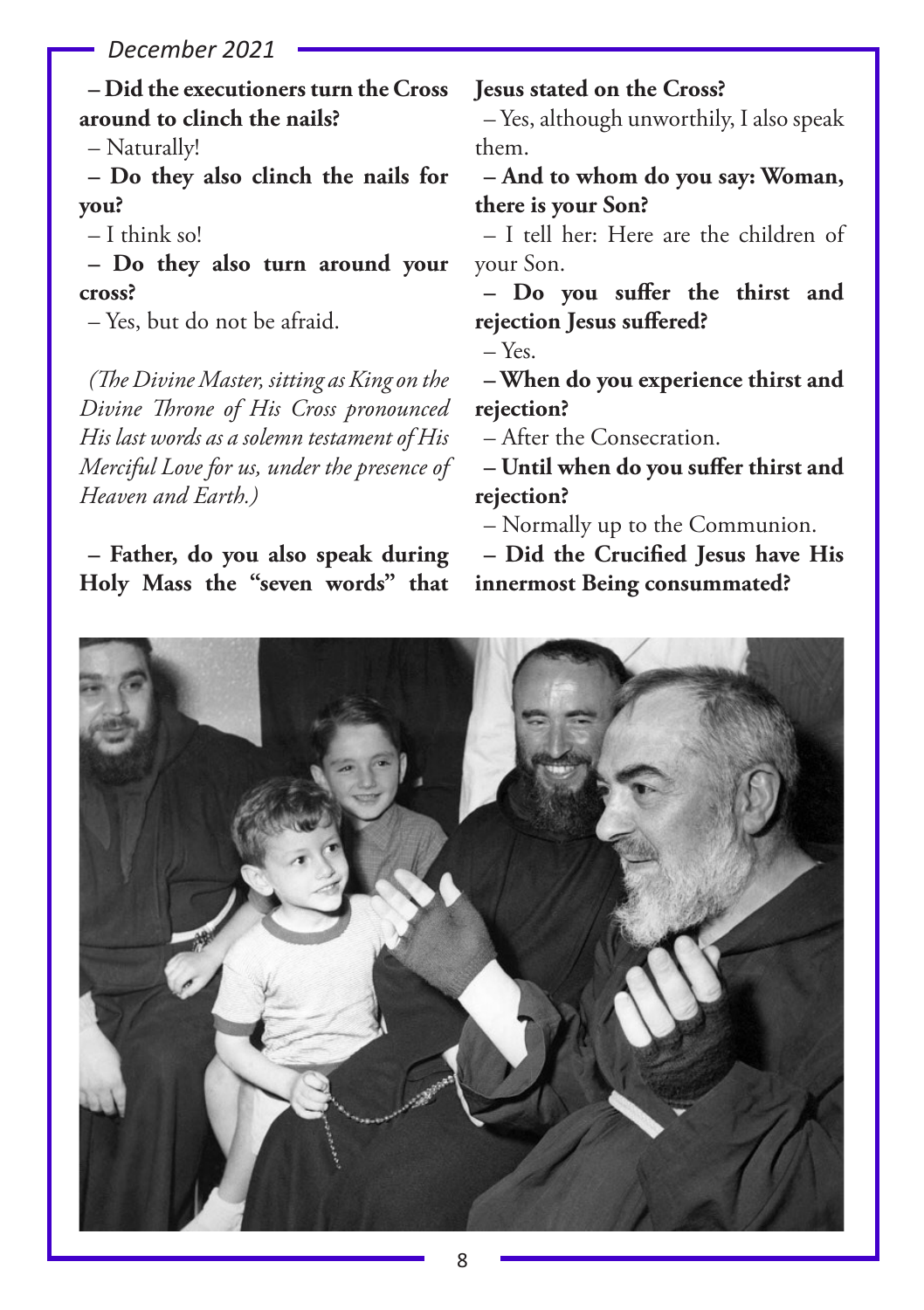**– Did the executioners turn the Cross around to clinch the nails?**

– Naturally!

**– Do they also clinch the nails for you?**

– I think so!

**– Do they also turn around your cross?**

– Yes, but do not be afraid.

*(The Divine Master, sitting as King on the Divine Throne of His Cross pronounced His last words as a solemn testament of His Merciful Love for us, under the presence of Heaven and Earth.)*

**– Father, do you also speak during Holy Mass the "seven words" that Jesus stated on the Cross?**

– Yes, although unworthily, I also speak them.

**– And to whom do you say: Woman, there is your Son?**

– I tell her: Here are the children of your Son.

**– Do you suffer the thirst and rejection Jesus suffered?**

– Yes.

**– When do you experience thirst and rejection?**

– After the Consecration.

**– Until when do you suffer thirst and rejection?**

– Normally up to the Communion.

**– Did the Crucified Jesus have His innermost Being consummated?**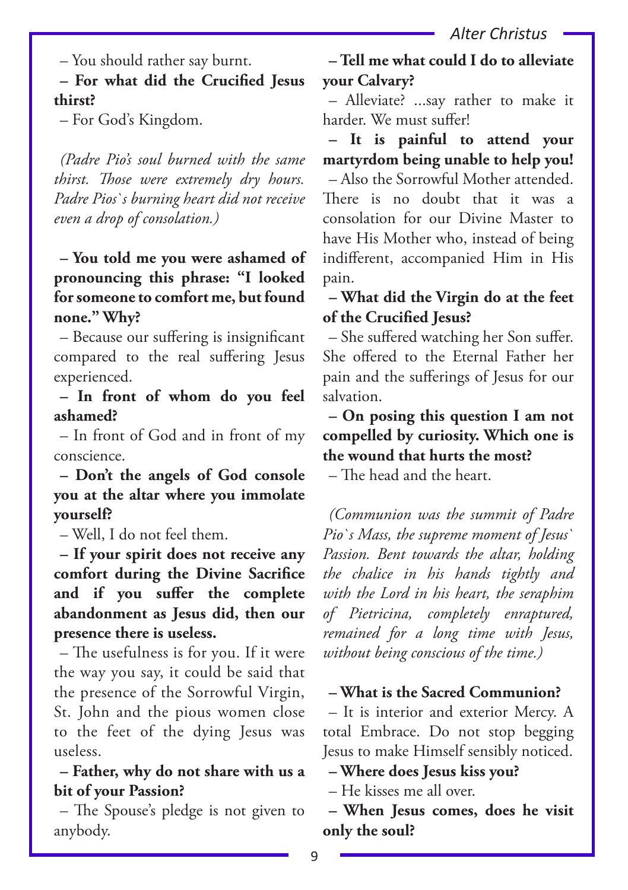– You should rather say burnt.

**– For what did the Crucified Jesus thirst?**

– For God's Kingdom.

*(Padre Pio's soul burned with the same thirst. Those were extremely dry hours. Padre Pios`s burning heart did not receive even a drop of consolation.)*

**– You told me you were ashamed of pronouncing this phrase: "I looked for someone to comfort me, but found none." Why?**

– Because our suffering is insignificant compared to the real suffering Jesus experienced.

**– In front of whom do you feel ashamed?**

– In front of God and in front of my conscience.

**– Don't the angels of God console you at the altar where you immolate yourself?**

– Well, I do not feel them.

**– If your spirit does not receive any comfort during the Divine Sacrifice and if you suffer the complete abandonment as Jesus did, then our presence there is useless.**

– The usefulness is for you. If it were the way you say, it could be said that the presence of the Sorrowful Virgin, St. John and the pious women close to the feet of the dying Jesus was useless.

**– Father, why do not share with us a bit of your Passion?**

– The Spouse's pledge is not given to anybody.

**– Tell me what could I do to alleviate your Calvary?**

– Alleviate? ...say rather to make it harder. We must suffer!

**– It is painful to attend your martyrdom being unable to help you!**

– Also the Sorrowful Mother attended. There is no doubt that it was a consolation for our Divine Master to have His Mother who, instead of being indifferent, accompanied Him in His pain.

**– What did the Virgin do at the feet of the Crucified Jesus?**

– She suffered watching her Son suffer. She offered to the Eternal Father her pain and the sufferings of Jesus for our salvation.

**– On posing this question I am not compelled by curiosity. Which one is the wound that hurts the most?**

– The head and the heart.

*(Communion was the summit of Padre Pio`s Mass, the supreme moment of Jesus` Passion. Bent towards the altar, holding the chalice in his hands tightly and with the Lord in his heart, the seraphim of Pietricina, completely enraptured, remained for a long time with Jesus, without being conscious of the time.)*

**– What is the Sacred Communion?**

– It is interior and exterior Mercy. A total Embrace. Do not stop begging Jesus to make Himself sensibly noticed.

**– Where does Jesus kiss you?**

– He kisses me all over.

**– When Jesus comes, does he visit only the soul?**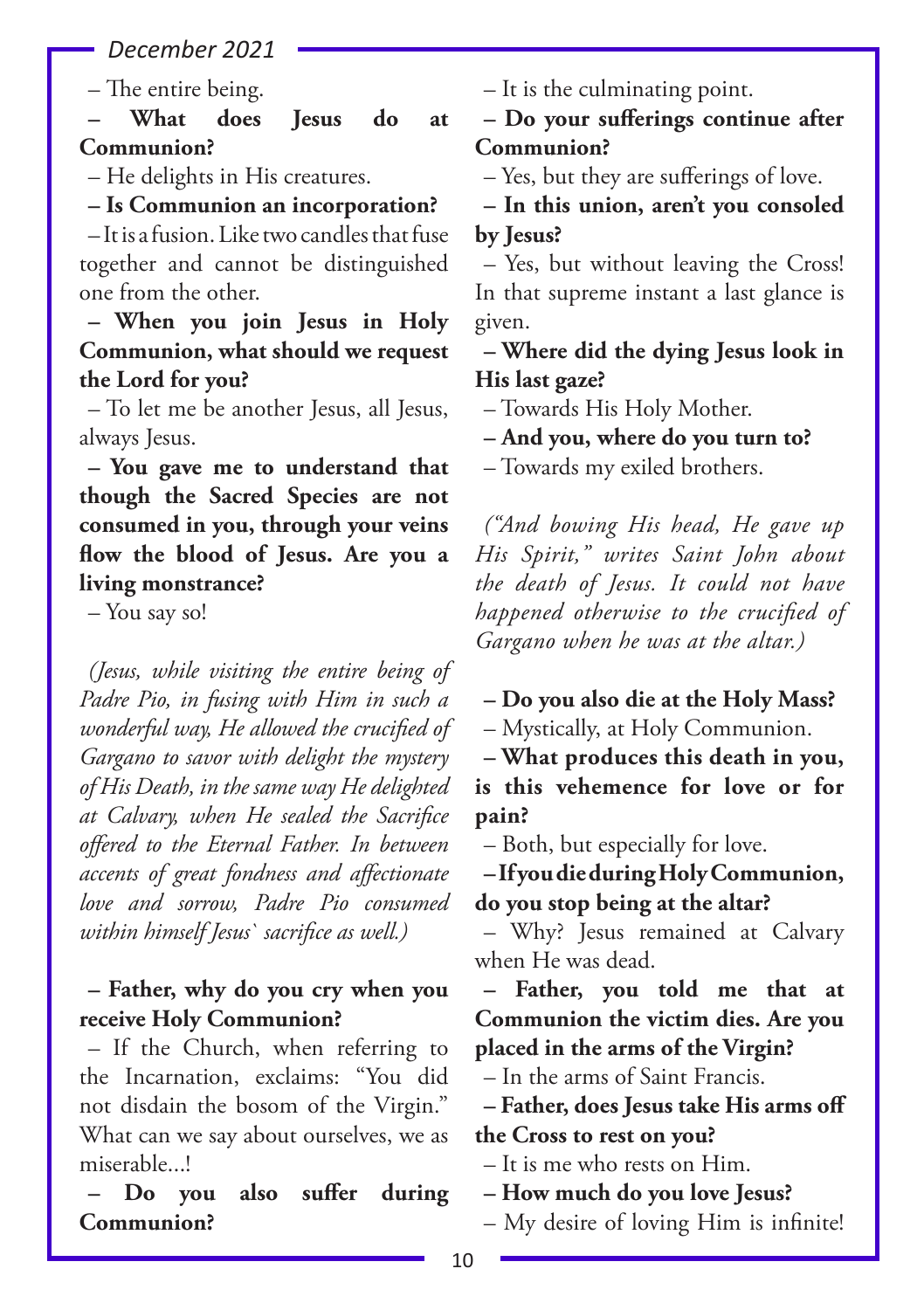– The entire being.

**– What does Jesus do at Communion?**

– He delights in His creatures.

**– Is Communion an incorporation?**

– It is a fusion. Like two candles that fuse together and cannot be distinguished one from the other.

**– When you join Jesus in Holy Communion, what should we request the Lord for you?**

– To let me be another Jesus, all Jesus, always Jesus.

**– You gave me to understand that though the Sacred Species are not consumed in you, through your veins flow the blood of Jesus. Are you a living monstrance?**

– You say so!

*(Jesus, while visiting the entire being of Padre Pio, in fusing with Him in such a wonderful way, He allowed the crucified of Gargano to savor with delight the mystery of His Death, in the same way He delighted at Calvary, when He sealed the Sacrifice offered to the Eternal Father. In between accents of great fondness and affectionate love and sorrow, Padre Pio consumed within himself Jesus` sacrifice as well.)*

**– Father, why do you cry when you receive Holy Communion?**

– If the Church, when referring to the Incarnation, exclaims: "You did not disdain the bosom of the Virgin." What can we say about ourselves, we as miserable...!

**– Do you also suffer during Communion?**

– It is the culminating point.

**– Do your sufferings continue after Communion?**

– Yes, but they are sufferings of love.

**– In this union, aren't you consoled by Jesus?**

– Yes, but without leaving the Cross! In that supreme instant a last glance is given.

**– Where did the dying Jesus look in His last gaze?**

– Towards His Holy Mother.

**– And you, where do you turn to?**

– Towards my exiled brothers.

*("And bowing His head, He gave up His Spirit," writes Saint John about the death of Jesus. It could not have happened otherwise to the crucified of Gargano when he was at the altar.)*

**– Do you also die at the Holy Mass?**

– Mystically, at Holy Communion.

**– What produces this death in you, is this vehemence for love or for pain?**

– Both, but especially for love.

**– If you die during Holy Communion, do you stop being at the altar?**

– Why? Jesus remained at Calvary when He was dead.

**– Father, you told me that at Communion the victim dies. Are you placed in the arms of the Virgin?**

– In the arms of Saint Francis.

**– Father, does Jesus take His arms off the Cross to rest on you?**

– It is me who rests on Him.

**– How much do you love Jesus?**

– My desire of loving Him is infinite!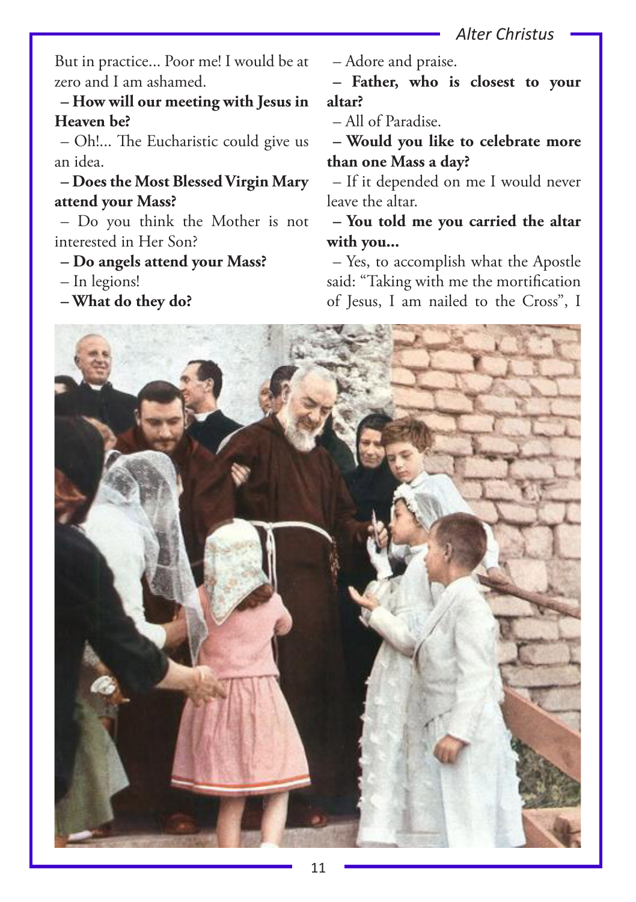But in practice... Poor me! I would be at zero and I am ashamed.

**– How will our meeting with Jesus in Heaven be?**

– Oh!... The Eucharistic could give us an idea.

**– Does the Most Blessed Virgin Mary attend your Mass?**

– Do you think the Mother is not interested in Her Son?

**– Do angels attend your Mass?**

– In legions!

**– What do they do?**

– Adore and praise.

**– Father, who is closest to your altar?**

– All of Paradise.

**– Would you like to celebrate more than one Mass a day?**

– If it depended on me I would never leave the altar.

**– You told me you carried the altar with you...**

– Yes, to accomplish what the Apostle said: "Taking with me the mortification of Jesus, I am nailed to the Cross", I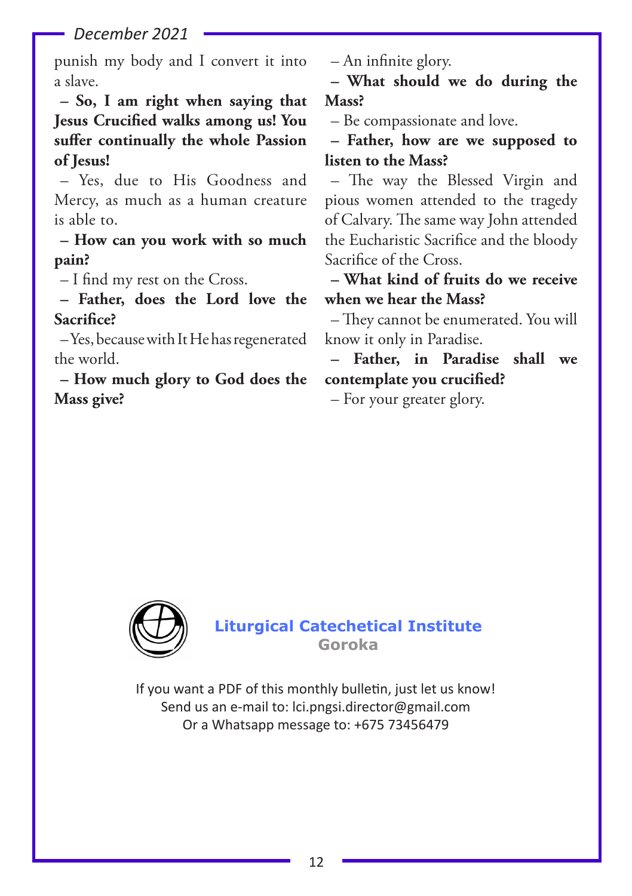punish my body and I convert it into a slave.

**– So, I am right when saying that Jesus Crucified walks among us! You suffer continually the whole Passion of Jesus!**

– Yes, due to His Goodness and Mercy, as much as a human creature is able to.

**– How can you work with so much pain?**

– I find my rest on the Cross.

**– Father, does the Lord love the Sacrifice?**

– Yes, because with It He has regenerated the world.

**– How much glory to God does the Mass give?**

– An infinite glory.

**– What should we do during the Mass?**

– Be compassionate and love.

**– Father, how are we supposed to listen to the Mass?**

– The way the Blessed Virgin and pious women attended to the tragedy of Calvary. The same way John attended the Eucharistic Sacrifice and the bloody Sacrifice of the Cross.

**– What kind of fruits do we receive when we hear the Mass?**

– They cannot be enumerated. You will know it only in Paradise.

**– Father, in Paradise shall we contemplate you crucified?**

– For your greater glory.

**Liturgical Catechetical Institute**
**Goroka**

If you want a PDF of this monthly bulletin, just let us know!
Send us an e-mail to: lci.pngsi.director@gmail.com
Or a Whatsapp message to: +675 73456479